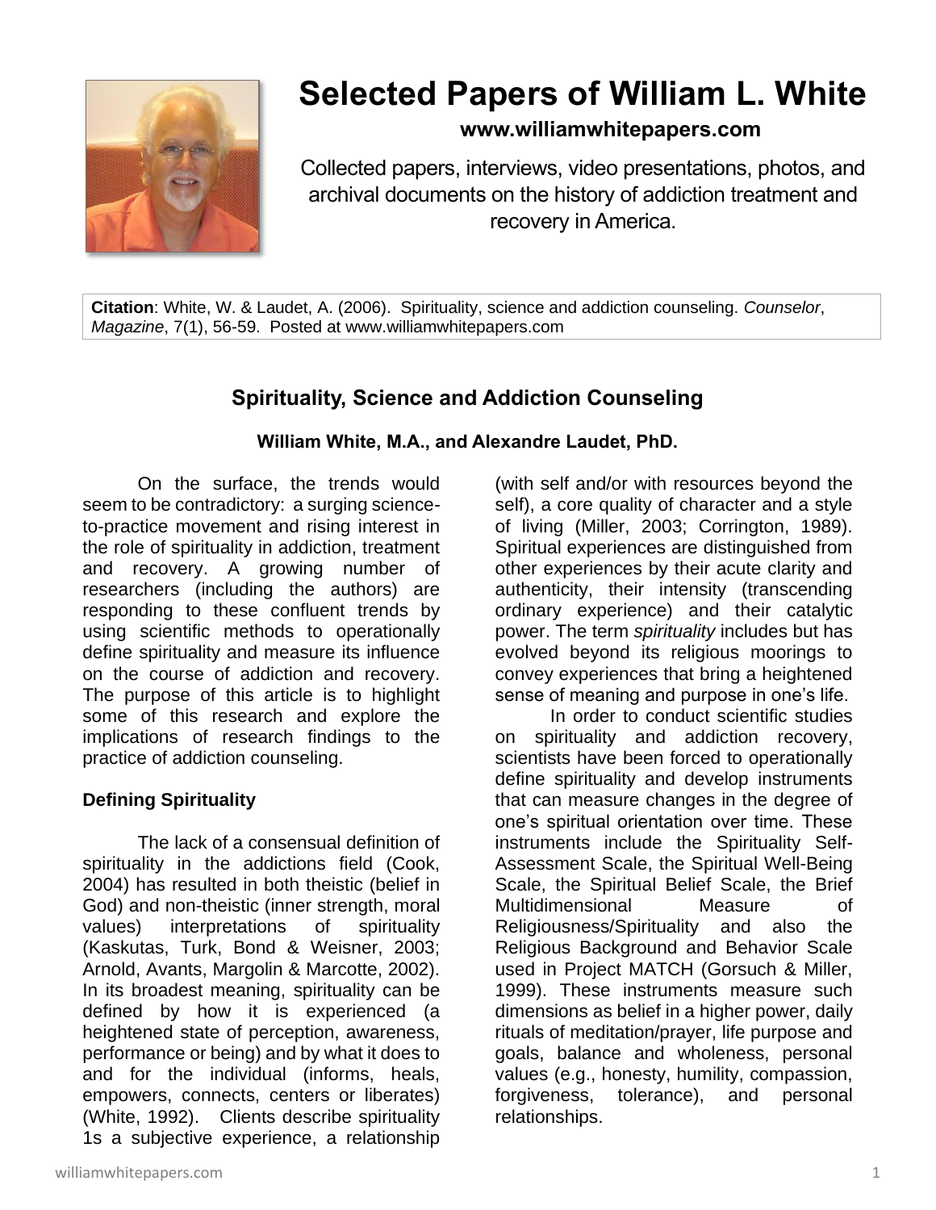# Selected Papers of William L. White

**www.williamwhitepapers.com**

Collected papers, interviews, video presentations, photos, and archival documents on the history of addiction treatment and recovery in America.

**Citation**: White, W. & Laudet, A. (2006). Spirituality, science and addiction counseling. *Counselor*, *Magazine*, 7(1), 56-59. Posted at www.williamwhitepapers.com

## Spirituality, Science and Addiction Counseling

**William White, M.A., and Alexandre Laudet, PhD.**

On the surface, the trends would seem to be contradictory: a surging science-to-practice movement and rising interest in the role of spirituality in addiction, treatment and recovery. A growing number of researchers (including the authors) are responding to these confluent trends by using scientific methods to operationally define spirituality and measure its influence on the course of addiction and recovery. The purpose of this article is to highlight some of this research and explore the implications of research findings to the practice of addiction counseling.

### Defining Spirituality

The lack of a consensual definition of spirituality in the addictions field (Cook, 2004) has resulted in both theistic (belief in God) and non-theistic (inner strength, moral values) interpretations of spirituality (Kaskutas, Turk, Bond & Weisner, 2003; Arnold, Avants, Margolin & Marcotte, 2002). In its broadest meaning, spirituality can be defined by how it is experienced (a heightened state of perception, awareness, performance or being) and by what it does to and for the individual (informs, heals, empowers, connects, centers or liberates) (White, 1992). Clients describe spirituality 1s a subjective experience, a relationship (with self and/or with resources beyond the self), a core quality of character and a style of living (Miller, 2003; Corrington, 1989). Spiritual experiences are distinguished from other experiences by their acute clarity and authenticity, their intensity (transcending ordinary experience) and their catalytic power. The term *spirituality* includes but has evolved beyond its religious moorings to convey experiences that bring a heightened sense of meaning and purpose in one's life.

In order to conduct scientific studies on spirituality and addiction recovery, scientists have been forced to operationally define spirituality and develop instruments that can measure changes in the degree of one's spiritual orientation over time. These instruments include the Spirituality Self-Assessment Scale, the Spiritual Well-Being Scale, the Spiritual Belief Scale, the Brief Multidimensional Measure of Religiousness/Spirituality and also the Religious Background and Behavior Scale used in Project MATCH (Gorsuch & Miller, 1999). These instruments measure such dimensions as belief in a higher power, daily rituals of meditation/prayer, life purpose and goals, balance and wholeness, personal values (e.g., honesty, humility, compassion, forgiveness, tolerance), and personal relationships.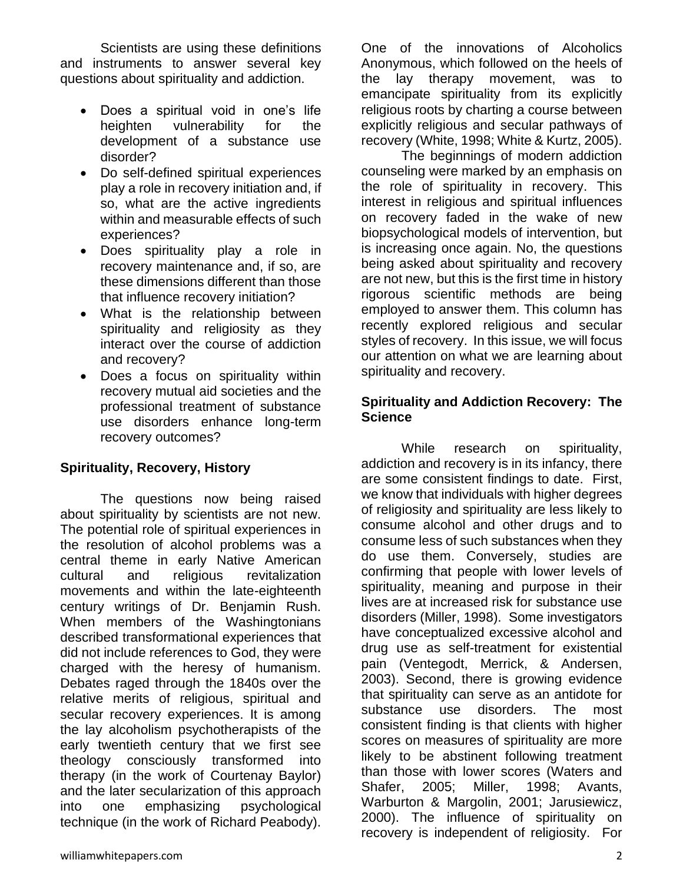Scientists are using these definitions and instruments to answer several key questions about spirituality and addiction.

- Does a spiritual void in one's life heighten vulnerability for the development of a substance use disorder?
- Do self-defined spiritual experiences play a role in recovery initiation and, if so, what are the active ingredients within and measurable effects of such experiences?
- Does spirituality play a role in recovery maintenance and, if so, are these dimensions different than those that influence recovery initiation?
- What is the relationship between spirituality and religiosity as they interact over the course of addiction and recovery?
- Does a focus on spirituality within recovery mutual aid societies and the professional treatment of substance use disorders enhance long-term recovery outcomes?

**Spirituality, Recovery, History**

The questions now being raised about spirituality by scientists are not new. The potential role of spiritual experiences in the resolution of alcohol problems was a central theme in early Native American cultural and religious revitalization movements and within the late-eighteenth century writings of Dr. Benjamin Rush. When members of the Washingtonians described transformational experiences that did not include references to God, they were charged with the heresy of humanism. Debates raged through the 1840s over the relative merits of religious, spiritual and secular recovery experiences. It is among the lay alcoholism psychotherapists of the early twentieth century that we first see theology consciously transformed into therapy (in the work of Courtenay Baylor) and the later secularization of this approach into one emphasizing psychological technique (in the work of Richard Peabody). One of the innovations of Alcoholics Anonymous, which followed on the heels of the lay therapy movement, was to emancipate spirituality from its explicitly religious roots by charting a course between explicitly religious and secular pathways of recovery (White, 1998; White & Kurtz, 2005).

The beginnings of modern addiction counseling were marked by an emphasis on the role of spirituality in recovery. This interest in religious and spiritual influences on recovery faded in the wake of new biopsychological models of intervention, but is increasing once again. No, the questions being asked about spirituality and recovery are not new, but this is the first time in history rigorous scientific methods are being employed to answer them. This column has recently explored religious and secular styles of recovery. In this issue, we will focus our attention on what we are learning about spirituality and recovery.

**Spirituality and Addiction Recovery: The Science**

While research on spirituality, addiction and recovery is in its infancy, there are some consistent findings to date. First, we know that individuals with higher degrees of religiosity and spirituality are less likely to consume alcohol and other drugs and to consume less of such substances when they do use them. Conversely, studies are confirming that people with lower levels of spirituality, meaning and purpose in their lives are at increased risk for substance use disorders (Miller, 1998). Some investigators have conceptualized excessive alcohol and drug use as self-treatment for existential pain (Ventegodt, Merrick, & Andersen, 2003). Second, there is growing evidence that spirituality can serve as an antidote for substance use disorders. The most consistent finding is that clients with higher scores on measures of spirituality are more likely to be abstinent following treatment than those with lower scores (Waters and Shafer, 2005; Miller, 1998; Avants, Warburton & Margolin, 2001; Jarusiewicz, 2000). The influence of spirituality on recovery is independent of religiosity. For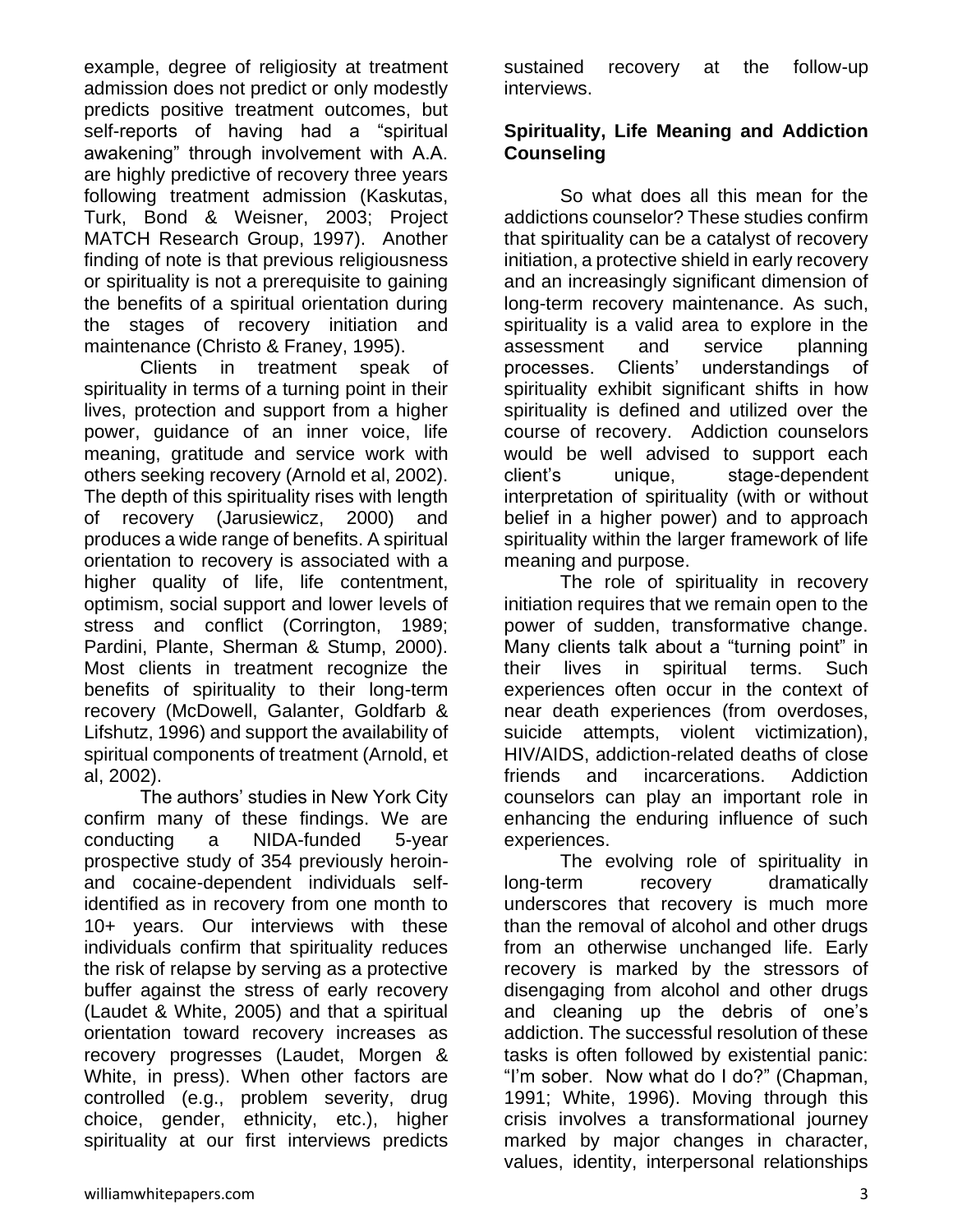example, degree of religiosity at treatment admission does not predict or only modestly predicts positive treatment outcomes, but self-reports of having had a "spiritual awakening" through involvement with A.A. are highly predictive of recovery three years following treatment admission (Kaskutas, Turk, Bond & Weisner, 2003; Project MATCH Research Group, 1997). Another finding of note is that previous religiousness or spirituality is not a prerequisite to gaining the benefits of a spiritual orientation during the stages of recovery initiation and maintenance (Christo & Franey, 1995).

Clients in treatment speak of spirituality in terms of a turning point in their lives, protection and support from a higher power, guidance of an inner voice, life meaning, gratitude and service work with others seeking recovery (Arnold et al, 2002). The depth of this spirituality rises with length of recovery (Jarusiewicz, 2000) and produces a wide range of benefits. A spiritual orientation to recovery is associated with a higher quality of life, life contentment, optimism, social support and lower levels of stress and conflict (Corrington, 1989; Pardini, Plante, Sherman & Stump, 2000). Most clients in treatment recognize the benefits of spirituality to their long-term recovery (McDowell, Galanter, Goldfarb & Lifshutz, 1996) and support the availability of spiritual components of treatment (Arnold, et al, 2002).

The authors' studies in New York City confirm many of these findings. We are conducting a NIDA-funded 5-year prospective study of 354 previously heroin- and cocaine-dependent individuals self-identified as in recovery from one month to 10+ years. Our interviews with these individuals confirm that spirituality reduces the risk of relapse by serving as a protective buffer against the stress of early recovery (Laudet & White, 2005) and that a spiritual orientation toward recovery increases as recovery progresses (Laudet, Morgen & White, in press). When other factors are controlled (e.g., problem severity, drug choice, gender, ethnicity, etc.), higher spirituality at our first interviews predicts sustained recovery at the follow-up interviews.

## Spirituality, Life Meaning and Addiction Counseling

So what does all this mean for the addictions counselor? These studies confirm that spirituality can be a catalyst of recovery initiation, a protective shield in early recovery and an increasingly significant dimension of long-term recovery maintenance. As such, spirituality is a valid area to explore in the assessment and service planning processes. Clients' understandings of spirituality exhibit significant shifts in how spirituality is defined and utilized over the course of recovery. Addiction counselors would be well advised to support each client's unique, stage-dependent interpretation of spirituality (with or without belief in a higher power) and to approach spirituality within the larger framework of life meaning and purpose.

The role of spirituality in recovery initiation requires that we remain open to the power of sudden, transformative change. Many clients talk about a "turning point" in their lives in spiritual terms. Such experiences often occur in the context of near death experiences (from overdoses, suicide attempts, violent victimization), HIV/AIDS, addiction-related deaths of close friends and incarcerations. Addiction counselors can play an important role in enhancing the enduring influence of such experiences.

The evolving role of spirituality in long-term recovery dramatically underscores that recovery is much more than the removal of alcohol and other drugs from an otherwise unchanged life. Early recovery is marked by the stressors of disengaging from alcohol and other drugs and cleaning up the debris of one's addiction. The successful resolution of these tasks is often followed by existential panic: "I'm sober. Now what do I do?" (Chapman, 1991; White, 1996). Moving through this crisis involves a transformational journey marked by major changes in character, values, identity, interpersonal relationships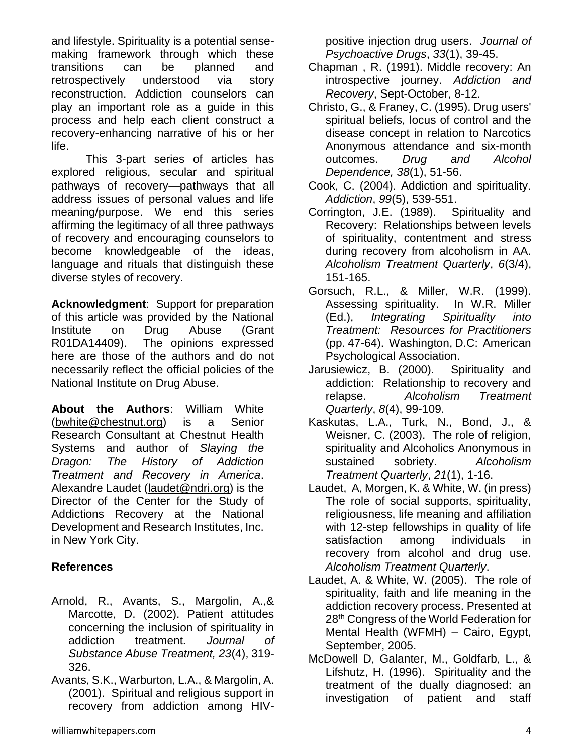and lifestyle. Spirituality is a potential sense-making framework through which these transitions can be planned and retrospectively understood via story reconstruction. Addiction counselors can play an important role as a guide in this process and help each client construct a recovery-enhancing narrative of his or her life.

This 3-part series of articles has explored religious, secular and spiritual pathways of recovery—pathways that all address issues of personal values and life meaning/purpose. We end this series affirming the legitimacy of all three pathways of recovery and encouraging counselors to become knowledgeable of the ideas, language and rituals that distinguish these diverse styles of recovery.

**Acknowledgment**: Support for preparation of this article was provided by the National Institute on Drug Abuse (Grant R01DA14409). The opinions expressed here are those of the authors and do not necessarily reflect the official policies of the National Institute on Drug Abuse.

**About the Authors**: William White (bwhite@chestnut.org) is a Senior Research Consultant at Chestnut Health Systems and author of *Slaying the Dragon: The History of Addiction Treatment and Recovery in America*. Alexandre Laudet (laudet@ndri.org) is the Director of the Center for the Study of Addictions Recovery at the National Development and Research Institutes, Inc. in New York City.

## References

Arnold, R., Avants, S., Margolin, A.,& Marcotte, D. (2002). Patient attitudes concerning the inclusion of spirituality in addiction treatment. *Journal of Substance Abuse Treatment, 23*(4), 319-326.

Avants, S.K., Warburton, L.A., & Margolin, A. (2001). Spiritual and religious support in recovery from addiction among HIV-positive injection drug users. *Journal of Psychoactive Drugs*, *33*(1), 39-45.

Chapman , R. (1991). Middle recovery: An introspective journey. *Addiction and Recovery*, Sept-October, 8-12.

Christo, G., & Franey, C. (1995). Drug users' spiritual beliefs, locus of control and the disease concept in relation to Narcotics Anonymous attendance and six-month outcomes. *Drug and Alcohol Dependence, 38*(1), 51-56.

Cook, C. (2004). Addiction and spirituality. *Addiction*, *99*(5), 539-551.

Corrington, J.E. (1989). Spirituality and Recovery: Relationships between levels of spirituality, contentment and stress during recovery from alcoholism in AA. *Alcoholism Treatment Quarterly*, *6*(3/4), 151-165.

Gorsuch, R.L., & Miller, W.R. (1999). Assessing spirituality. In W.R. Miller (Ed.), *Integrating Spirituality into Treatment: Resources for Practitioners* (pp. 47-64). Washington, D.C: American Psychological Association.

Jarusiewicz, B. (2000). Spirituality and addiction: Relationship to recovery and relapse. *Alcoholism Treatment Quarterly*, *8*(4), 99-109.

Kaskutas, L.A., Turk, N., Bond, J., & Weisner, C. (2003). The role of religion, spirituality and Alcoholics Anonymous in sustained sobriety. *Alcoholism Treatment Quarterly*, *21*(1), 1-16.

Laudet, A, Morgen, K. & White, W. (in press) The role of social supports, spirituality, religiousness, life meaning and affiliation with 12-step fellowships in quality of life satisfaction among individuals in recovery from alcohol and drug use. *Alcoholism Treatment Quarterly*.

Laudet, A. & White, W. (2005). The role of spirituality, faith and life meaning in the addiction recovery process. Presented at 28th Congress of the World Federation for Mental Health (WFMH) – Cairo, Egypt, September, 2005.

McDowell D, Galanter, M., Goldfarb, L., & Lifshutz, H. (1996). Spirituality and the treatment of the dually diagnosed: an investigation of patient and staff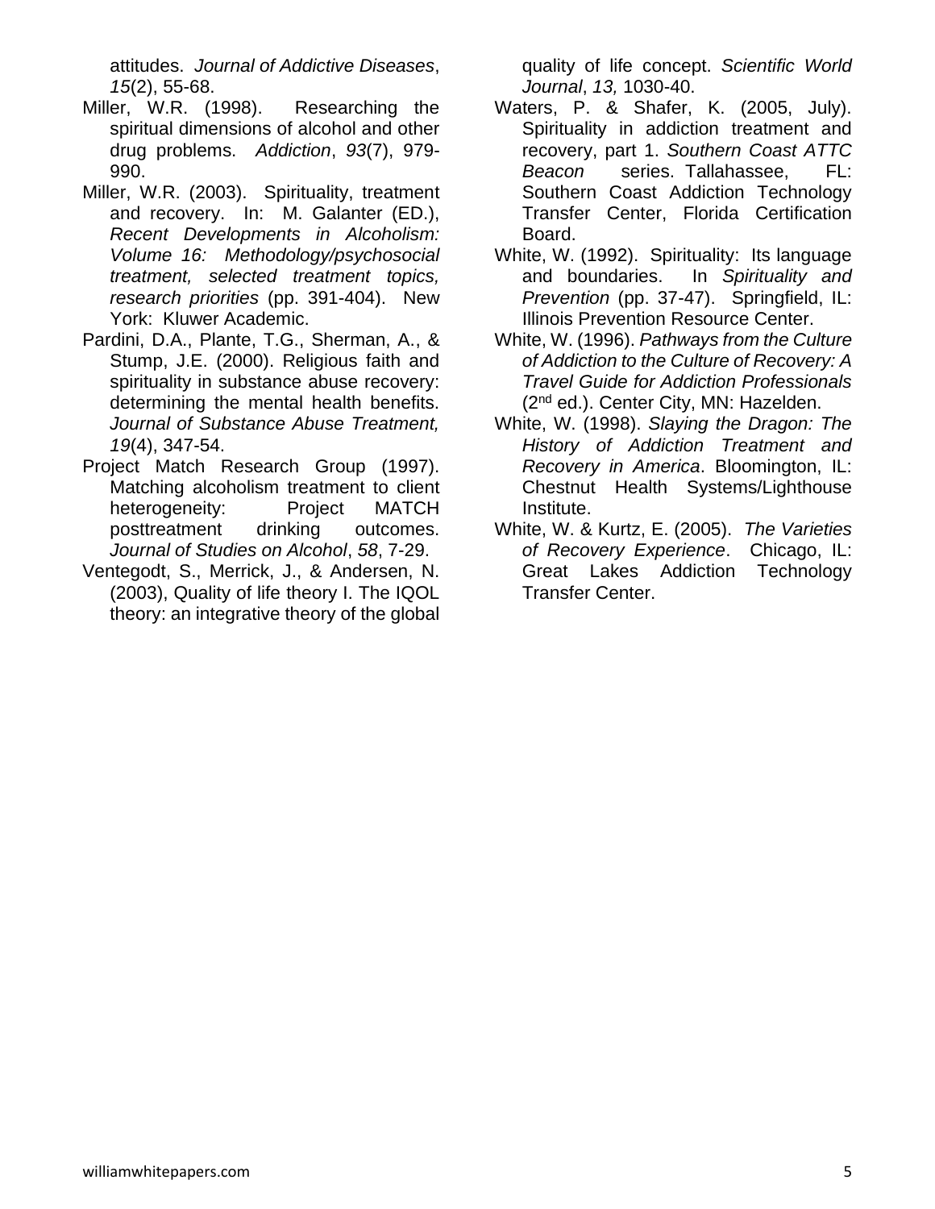attitudes. *Journal of Addictive Diseases*, *15*(2), 55-68.

Miller, W.R. (1998). Researching the spiritual dimensions of alcohol and other drug problems. *Addiction*, *93*(7), 979-990.

Miller, W.R. (2003). Spirituality, treatment and recovery. In: M. Galanter (ED.), *Recent Developments in Alcoholism: Volume 16: Methodology/psychosocial treatment, selected treatment topics, research priorities* (pp. 391-404). New York: Kluwer Academic.

Pardini, D.A., Plante, T.G., Sherman, A., & Stump, J.E. (2000). Religious faith and spirituality in substance abuse recovery: determining the mental health benefits. *Journal of Substance Abuse Treatment, 19*(4), 347-54.

Project Match Research Group (1997). Matching alcoholism treatment to client heterogeneity: Project MATCH posttreatment drinking outcomes. *Journal of Studies on Alcohol*, *58*, 7-29.

Ventegodt, S., Merrick, J., & Andersen, N. (2003), Quality of life theory I. The IQOL theory: an integrative theory of the global quality of life concept. *Scientific World Journal*, *13,* 1030-40.

Waters, P. & Shafer, K. (2005, July). Spirituality in addiction treatment and recovery, part 1. *Southern Coast ATTC Beacon* series. Tallahassee, FL: Southern Coast Addiction Technology Transfer Center, Florida Certification Board.

White, W. (1992). Spirituality: Its language and boundaries. In *Spirituality and Prevention* (pp. 37-47). Springfield, IL: Illinois Prevention Resource Center.

White, W. (1996). *Pathways from the Culture of Addiction to the Culture of Recovery: A Travel Guide for Addiction Professionals* (2nd ed.). Center City, MN: Hazelden.

White, W. (1998). *Slaying the Dragon: The History of Addiction Treatment and Recovery in America*. Bloomington, IL: Chestnut Health Systems/Lighthouse Institute.

White, W. & Kurtz, E. (2005). *The Varieties of Recovery Experience*. Chicago, IL: Great Lakes Addiction Technology Transfer Center.